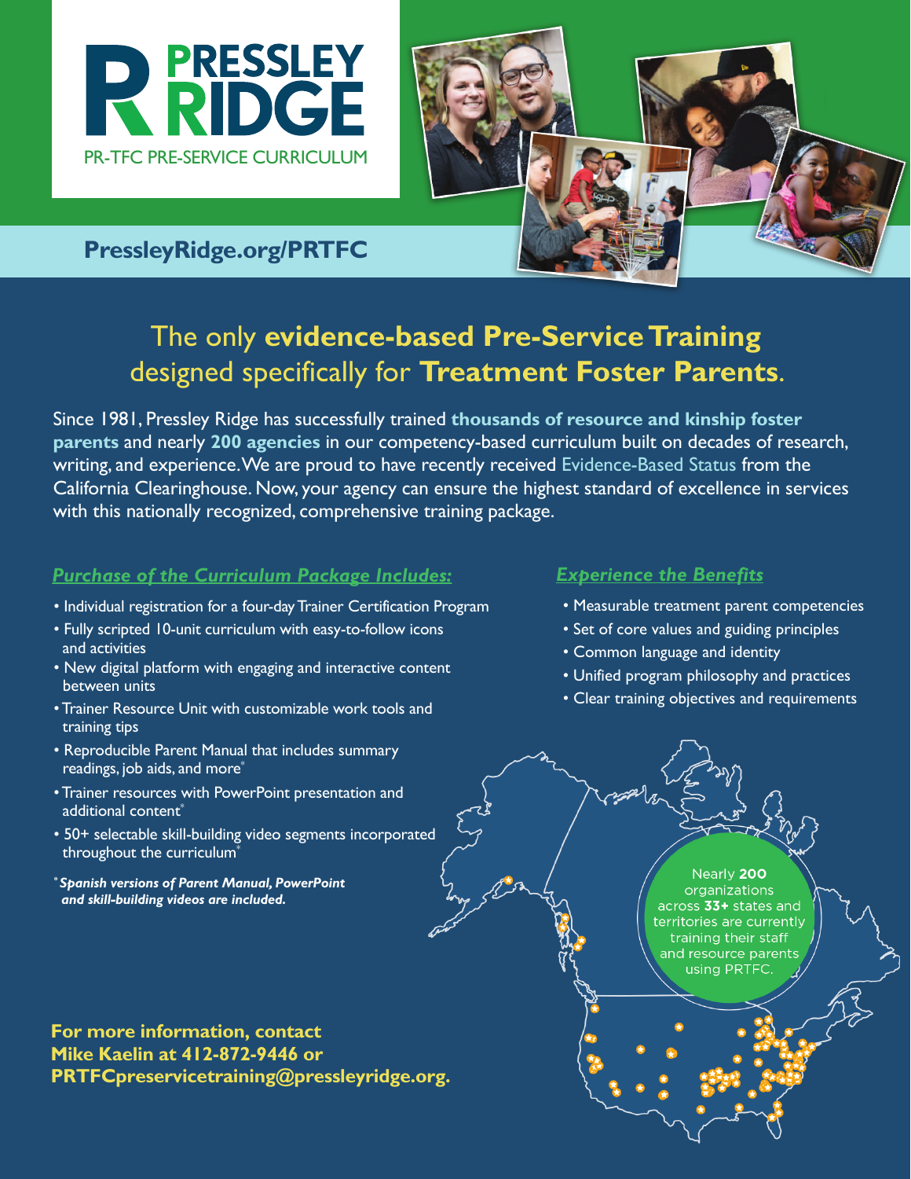# PRESSLEY RIDGE

PR-TFC PRE-SERVICE CURRICULUM

**PressleyRidge.org/PRTFC**

## The only **evidence-based Pre-Service Training** designed specifically for **Treatment Foster Parents**.

Since 1981, Pressley Ridge has successfully trained **thousands of resource and kinship foster parents** and nearly **200 agencies** in our competency-based curriculum built on decades of research, writing, and experience. We are proud to have recently received Evidence-Based Status from the California Clearinghouse. Now, your agency can ensure the highest standard of excellence in services with this nationally recognized, comprehensive training package.

### *Purchase of the Curriculum Package Includes:*

- Individual registration for a four-day Trainer Certification Program
- Fully scripted 10-unit curriculum with easy-to-follow icons and activities
- New digital platform with engaging and interactive content between units
- Trainer Resource Unit with customizable work tools and training tips
- Reproducible Parent Manual that includes summary readings, job aids, and more*
- Trainer resources with PowerPoint presentation and additional content*
- 50+ selectable skill-building video segments incorporated throughout the curriculum*

**\* *Spanish versions of Parent Manual, PowerPoint and skill-building videos are included.***

### *Experience the Benefits*

- Measurable treatment parent competencies
- Set of core values and guiding principles
- Common language and identity
- Unified program philosophy and practices
- Clear training objectives and requirements

Nearly **200** organizations across **33+** states and territories are currently training their staff and resource parents using PRTFC.

**For more information, contact Mike Kaelin at 412-872-9446 or PRTFCpreservicetraining@pressleyridge.org.**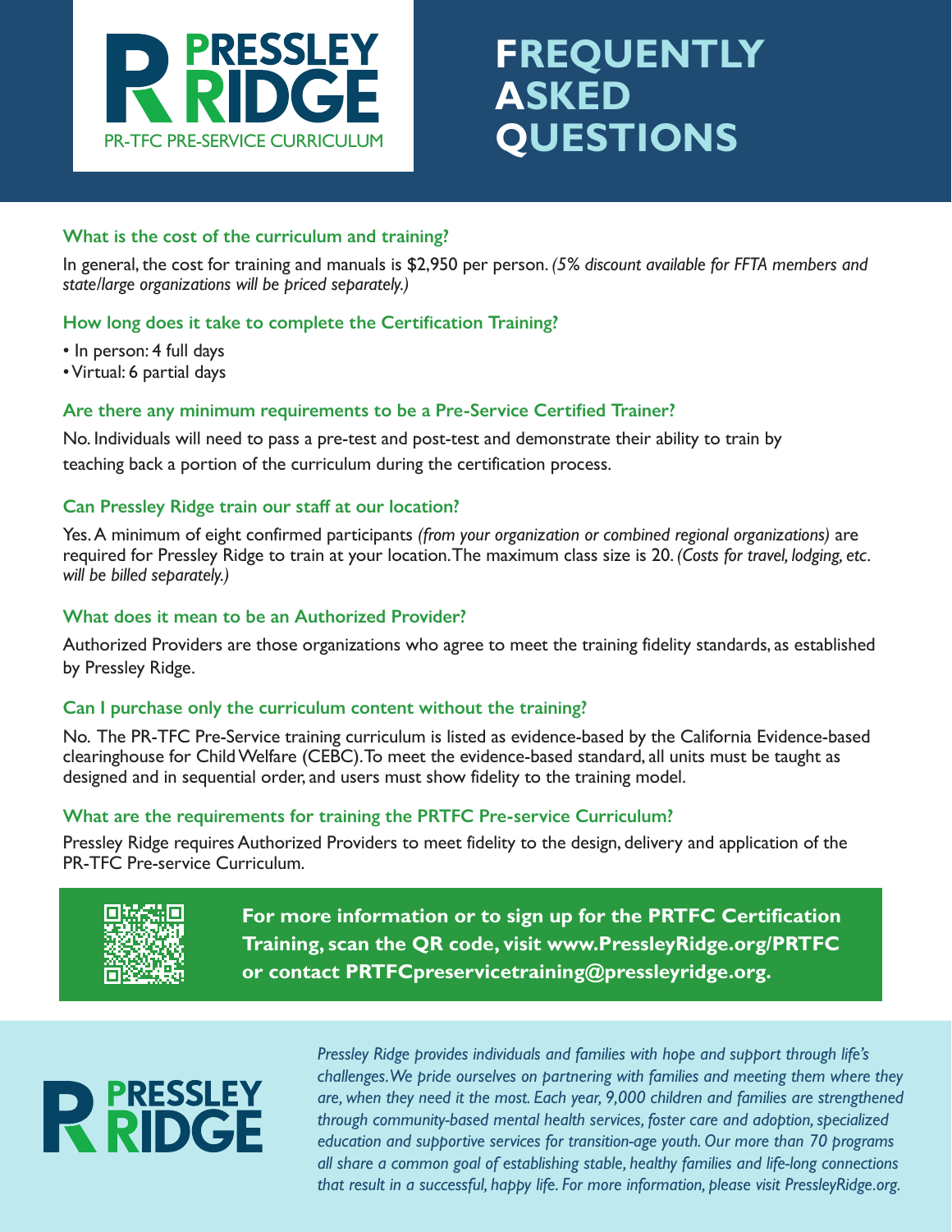**PRESSLEY RIDGE**

PR-TFC PRE-SERVICE CURRICULUM

# FREQUENTLY ASKED QUESTIONS

### What is the cost of the curriculum and training?

In general, the cost for training and manuals is $2,950 per person. *(5% discount available for FFTA members and state/large organizations will be priced separately.)*

### How long does it take to complete the Certification Training?

- In person: 4 full days
- Virtual: 6 partial days

### Are there any minimum requirements to be a Pre-Service Certified Trainer?

No. Individuals will need to pass a pre-test and post-test and demonstrate their ability to train by teaching back a portion of the curriculum during the certification process.

### Can Pressley Ridge train our staff at our location?

Yes. A minimum of eight confirmed participants *(from your organization or combined regional organizations)* are required for Pressley Ridge to train at your location. The maximum class size is 20. *(Costs for travel, lodging, etc. will be billed separately.)*

### What does it mean to be an Authorized Provider?

Authorized Providers are those organizations who agree to meet the training fidelity standards, as established by Pressley Ridge.

### Can I purchase only the curriculum content without the training?

No. The PR-TFC Pre-Service training curriculum is listed as evidence-based by the California Evidence-based clearinghouse for Child Welfare (CEBC). To meet the evidence-based standard, all units must be taught as designed and in sequential order, and users must show fidelity to the training model.

### What are the requirements for training the PRTFC Pre-service Curriculum?

Pressley Ridge requires Authorized Providers to meet fidelity to the design, delivery and application of the PR-TFC Pre-service Curriculum.

**For more information or to sign up for the PRTFC Certification Training, scan the QR code, visit www.PressleyRidge.org/PRTFC or contact PRTFCpreservicetraining@pressleyridge.org.**

**PRESSLEY RIDGE**

*Pressley Ridge provides individuals and families with hope and support through life's challenges. We pride ourselves on partnering with families and meeting them where they are, when they need it the most. Each year, 9,000 children and families are strengthened through community-based mental health services, foster care and adoption, specialized education and supportive services for transition-age youth. Our more than 70 programs all share a common goal of establishing stable, healthy families and life-long connections that result in a successful, happy life. For more information, please visit PressleyRidge.org.*